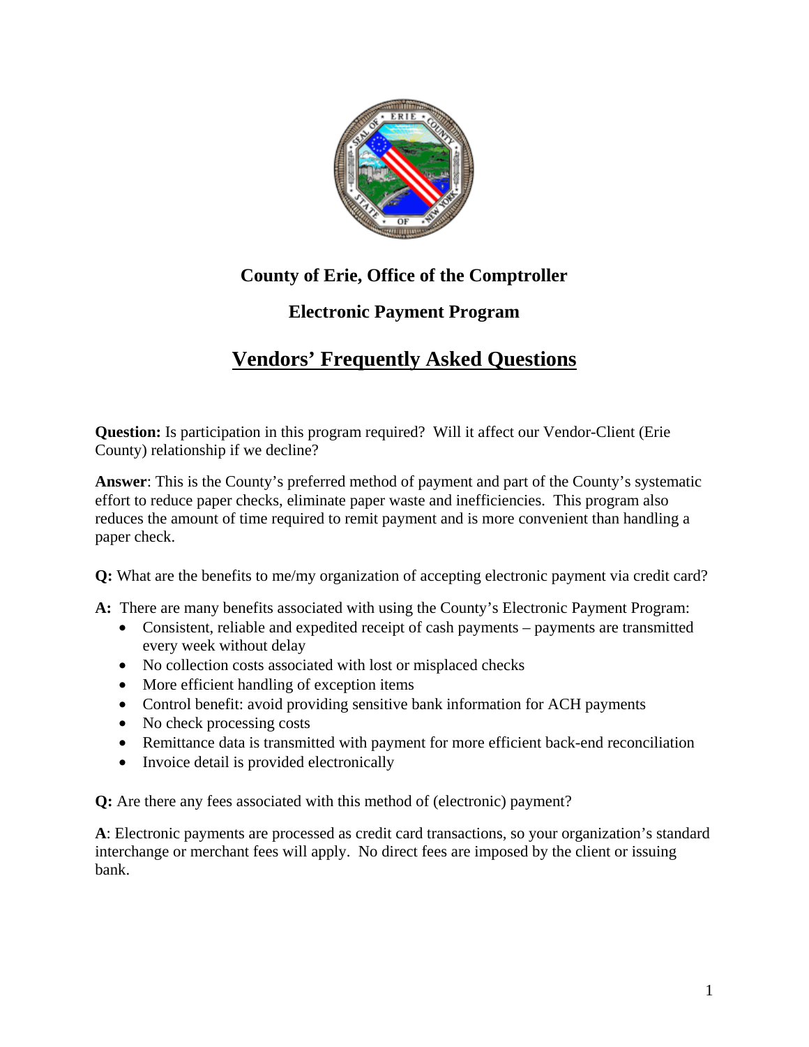## County of Erie, Office of the Comptroller

## Electronic Payment Program

# Vendors' Frequently Asked Questions

**Question:** Is participation in this program required? Will it affect our Vendor-Client (Erie County) relationship if we decline?

**Answer**: This is the County's preferred method of payment and part of the County's systematic effort to reduce paper checks, eliminate paper waste and inefficiencies. This program also reduces the amount of time required to remit payment and is more convenient than handling a paper check.

**Q:** What are the benefits to me/my organization of accepting electronic payment via credit card?

**A:** There are many benefits associated with using the County's Electronic Payment Program:

- Consistent, reliable and expedited receipt of cash payments – payments are transmitted every week without delay
- No collection costs associated with lost or misplaced checks
- More efficient handling of exception items
- Control benefit: avoid providing sensitive bank information for ACH payments
- No check processing costs
- Remittance data is transmitted with payment for more efficient back-end reconciliation
- Invoice detail is provided electronically

**Q:** Are there any fees associated with this method of (electronic) payment?

**A**: Electronic payments are processed as credit card transactions, so your organization's standard interchange or merchant fees will apply. No direct fees are imposed by the client or issuing bank.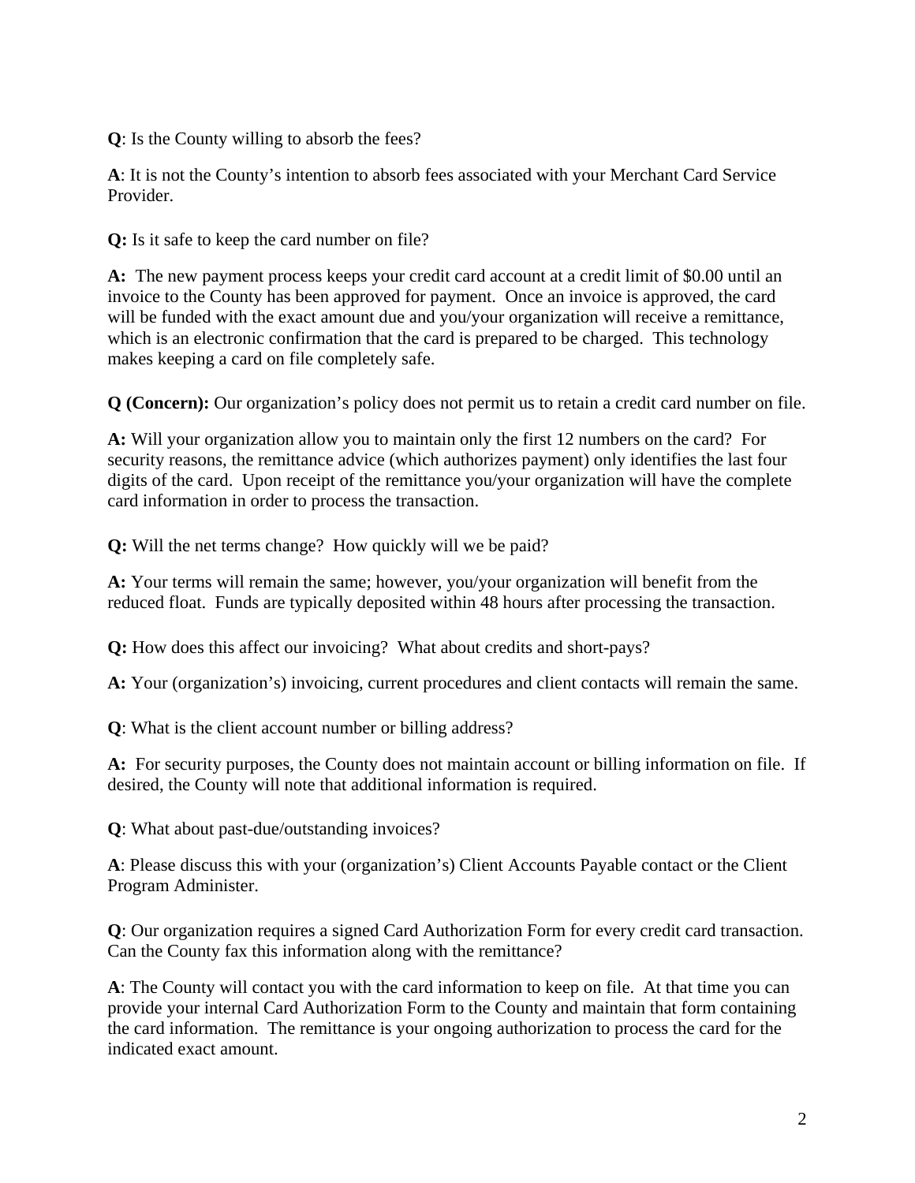**Q**: Is the County willing to absorb the fees?

**A**: It is not the County's intention to absorb fees associated with your Merchant Card Service Provider.

**Q:** Is it safe to keep the card number on file?

**A:** The new payment process keeps your credit card account at a credit limit of $0.00 until an invoice to the County has been approved for payment. Once an invoice is approved, the card will be funded with the exact amount due and you/your organization will receive a remittance, which is an electronic confirmation that the card is prepared to be charged. This technology makes keeping a card on file completely safe.

**Q (Concern):** Our organization's policy does not permit us to retain a credit card number on file.

**A:** Will your organization allow you to maintain only the first 12 numbers on the card? For security reasons, the remittance advice (which authorizes payment) only identifies the last four digits of the card. Upon receipt of the remittance you/your organization will have the complete card information in order to process the transaction.

**Q:** Will the net terms change? How quickly will we be paid?

**A:** Your terms will remain the same; however, you/your organization will benefit from the reduced float. Funds are typically deposited within 48 hours after processing the transaction.

**Q:** How does this affect our invoicing? What about credits and short-pays?

**A:** Your (organization's) invoicing, current procedures and client contacts will remain the same.

**Q**: What is the client account number or billing address?

**A:** For security purposes, the County does not maintain account or billing information on file. If desired, the County will note that additional information is required.

**Q**: What about past-due/outstanding invoices?

**A**: Please discuss this with your (organization's) Client Accounts Payable contact or the Client Program Administer.

**Q**: Our organization requires a signed Card Authorization Form for every credit card transaction. Can the County fax this information along with the remittance?

**A**: The County will contact you with the card information to keep on file. At that time you can provide your internal Card Authorization Form to the County and maintain that form containing the card information. The remittance is your ongoing authorization to process the card for the indicated exact amount.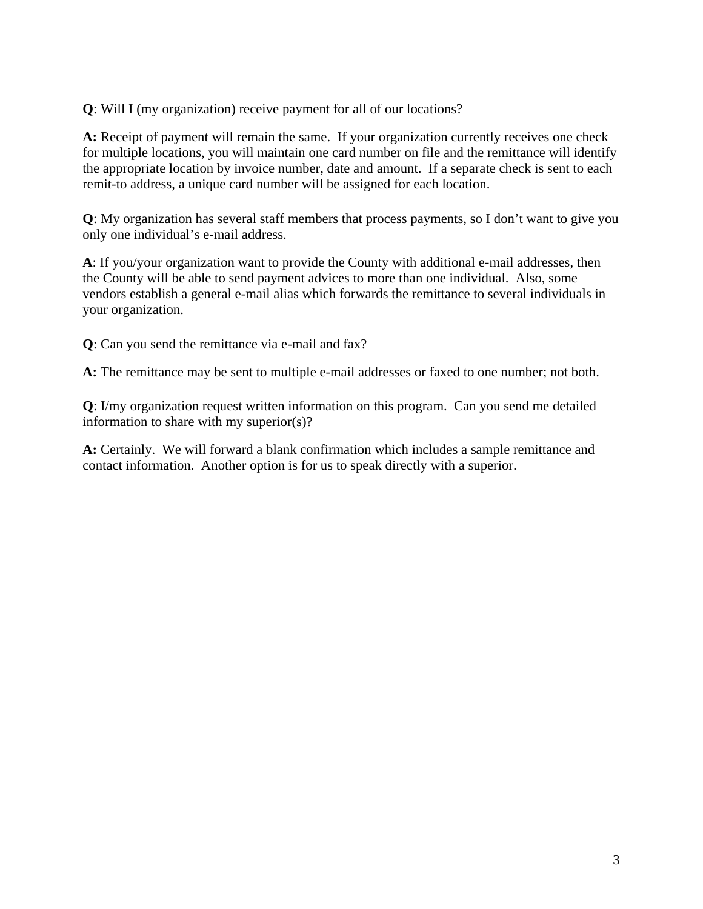**Q**: Will I (my organization) receive payment for all of our locations?

**A:** Receipt of payment will remain the same. If your organization currently receives one check for multiple locations, you will maintain one card number on file and the remittance will identify the appropriate location by invoice number, date and amount. If a separate check is sent to each remit-to address, a unique card number will be assigned for each location.

**Q**: My organization has several staff members that process payments, so I don't want to give you only one individual's e-mail address.

**A**: If you/your organization want to provide the County with additional e-mail addresses, then the County will be able to send payment advices to more than one individual. Also, some vendors establish a general e-mail alias which forwards the remittance to several individuals in your organization.

**Q**: Can you send the remittance via e-mail and fax?

**A:** The remittance may be sent to multiple e-mail addresses or faxed to one number; not both.

**Q**: I/my organization request written information on this program. Can you send me detailed information to share with my superior(s)?

**A:** Certainly. We will forward a blank confirmation which includes a sample remittance and contact information. Another option is for us to speak directly with a superior.